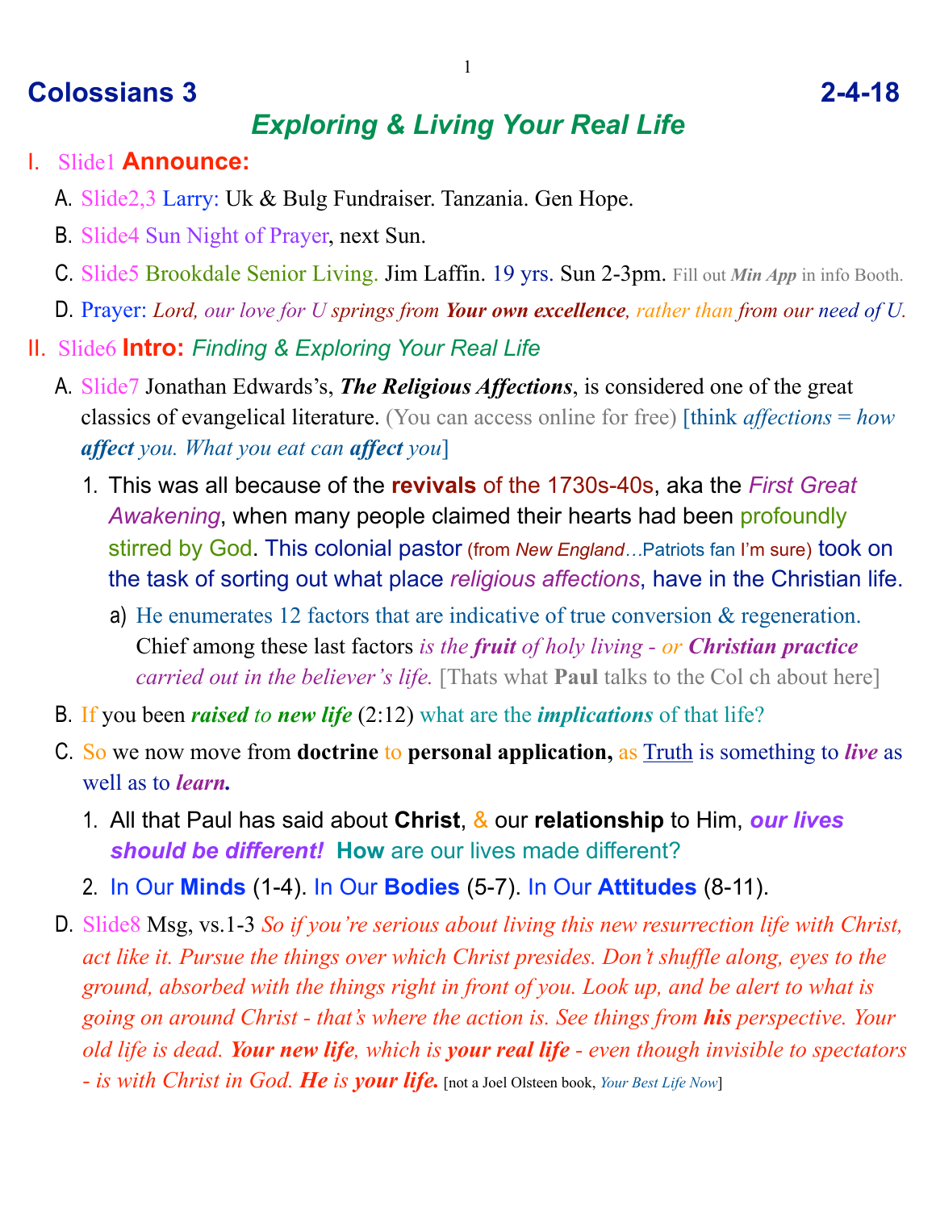# Colossians 3 2-4-18

## *Exploring & Living Your Real Life*

I. Slide1 **Announce:**

A. Slide2,3 Larry: Uk & Bulg Fundraiser. Tanzania. Gen Hope.

B. Slide4 Sun Night of Prayer, next Sun.

C. Slide5 Brookdale Senior Living. Jim Laffin. 19 yrs. Sun 2-3pm. Fill out ***Min App*** in info Booth.

D. Prayer: *Lord, our love for U springs from **Your own excellence**, rather than from our need of U.*

II. Slide6 **Intro:** *Finding & Exploring Your Real Life*

A. Slide7 Jonathan Edwards's, ***The Religious Affections***, is considered one of the great classics of evangelical literature. (You can access online for free) [think *affections = how **affect** you. What you eat can **affect** you*]

1. This was all because of the **revivals** of the 1730s-40s, aka the *First Great Awakening*, when many people claimed their hearts had been profoundly stirred by God. This colonial pastor (from *New England*…Patriots fan I'm sure) took on the task of sorting out what place *religious affections*, have in the Christian life.

a) He enumerates 12 factors that are indicative of true conversion & regeneration. Chief among these last factors *is the **fruit** of holy living - or **Christian practice** carried out in the believer's life.* [Thats what **Paul** talks to the Col ch about here]

B. If you been ***raised** to **new life*** (2:12) what are the ***implications*** of that life?

C. So we now move from **doctrine** to **personal application,** as Truth is something to ***live*** as well as to ***learn.***

1. All that Paul has said about **Christ**, & our **relationship** to Him, ***our lives should be different!*** **How** are our lives made different?

2. In Our **Minds** (1-4). In Our **Bodies** (5-7). In Our **Attitudes** (8-11).

D. Slide8 Msg, vs.1-3 *So if you're serious about living this new resurrection life with Christ, act like it. Pursue the things over which Christ presides. Don't shuffle along, eyes to the ground, absorbed with the things right in front of you. Look up, and be alert to what is going on around Christ - that's where the action is. See things from **his** perspective. Your old life is dead. **Your new life**, which is **your real life** - even though invisible to spectators - is with Christ in God. **He** is **your life.*** [not a Joel Olsteen book, *Your Best Life Now*]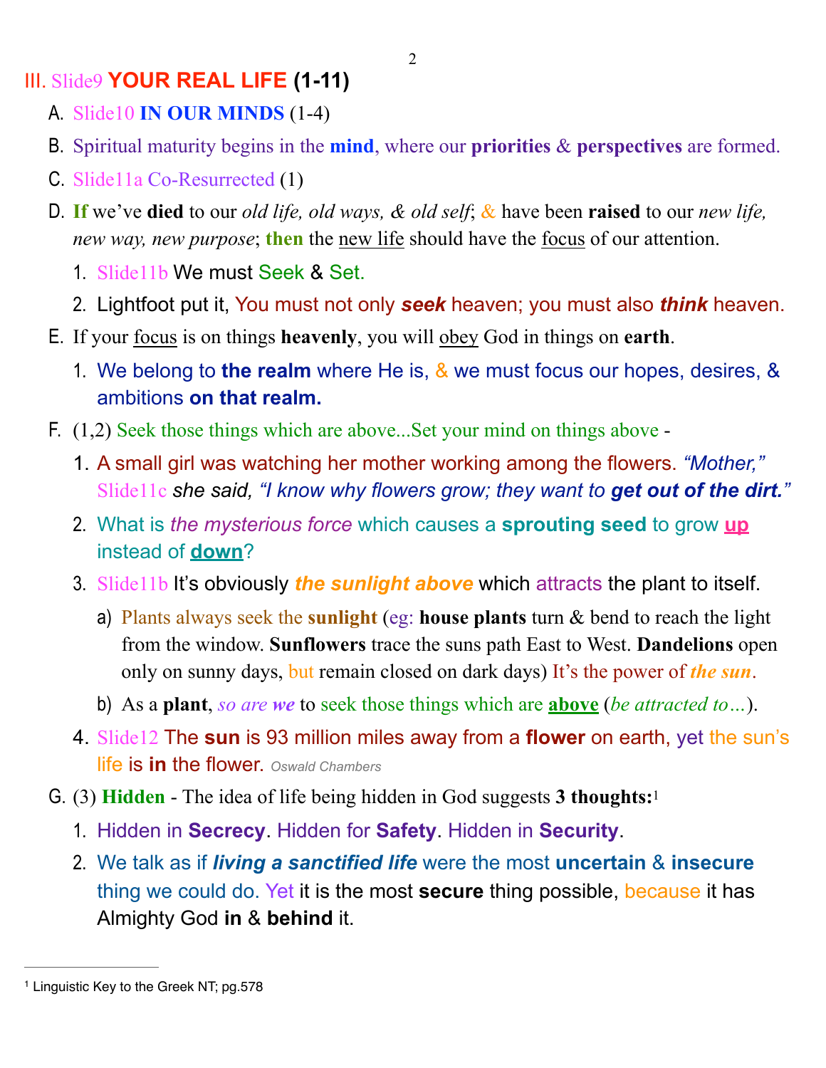## III. Slide9 **YOUR REAL LIFE (1-11)**

A. Slide10 **IN OUR MINDS** (1-4)

B. Spiritual maturity begins in the **mind**, where our **priorities** & **perspectives** are formed.

C. Slide11a Co-Resurrected (1)

D. **If** we've **died** to our *old life, old ways, & old self*; & have been **raised** to our *new life, new way, new purpose*; **then** the new life should have the focus of our attention.

   1. Slide11b We must Seek & Set.
   2. Lightfoot put it, You must not only ***seek*** heaven; you must also ***think*** heaven.

E. If your focus is on things **heavenly**, you will obey God in things on **earth**.

   1. We belong to **the realm** where He is, & we must focus our hopes, desires, & ambitions **on that realm.**

F. (1,2) Seek those things which are above...Set your mind on things above -

   1. A small girl was watching her mother working among the flowers. *"Mother,"* Slide11c *she said, "I know why flowers grow; they want to **get out of the dirt.**"*
   2. What is *the mysterious force* which causes a **sprouting seed** to grow **up** instead of **down**?
   3. Slide11b It's obviously ***the sunlight above*** which attracts the plant to itself.
      a) Plants always seek the **sunlight** (eg: **house plants** turn & bend to reach the light from the window. **Sunflowers** trace the suns path East to West. **Dandelions** open only on sunny days, but remain closed on dark days) It's the power of ***the sun***.
      b) As a **plant**, *so are **we*** to seek those things which are **above** (*be attracted to…*).
   4. Slide12 The **sun** is 93 million miles away from a **flower** on earth, yet the sun's life is **in** the flower. *Oswald Chambers*

G. (3) **Hidden** - The idea of life being hidden in God suggests **3 thoughts:**[1]

   1. Hidden in **Secrecy**. Hidden for **Safety**. Hidden in **Security**.
   2. We talk as if ***living a sanctified life*** were the most **uncertain** & **insecure** thing we could do. Yet it is the most **secure** thing possible, because it has Almighty God **in** & **behind** it.

---

[1] Linguistic Key to the Greek NT; pg.578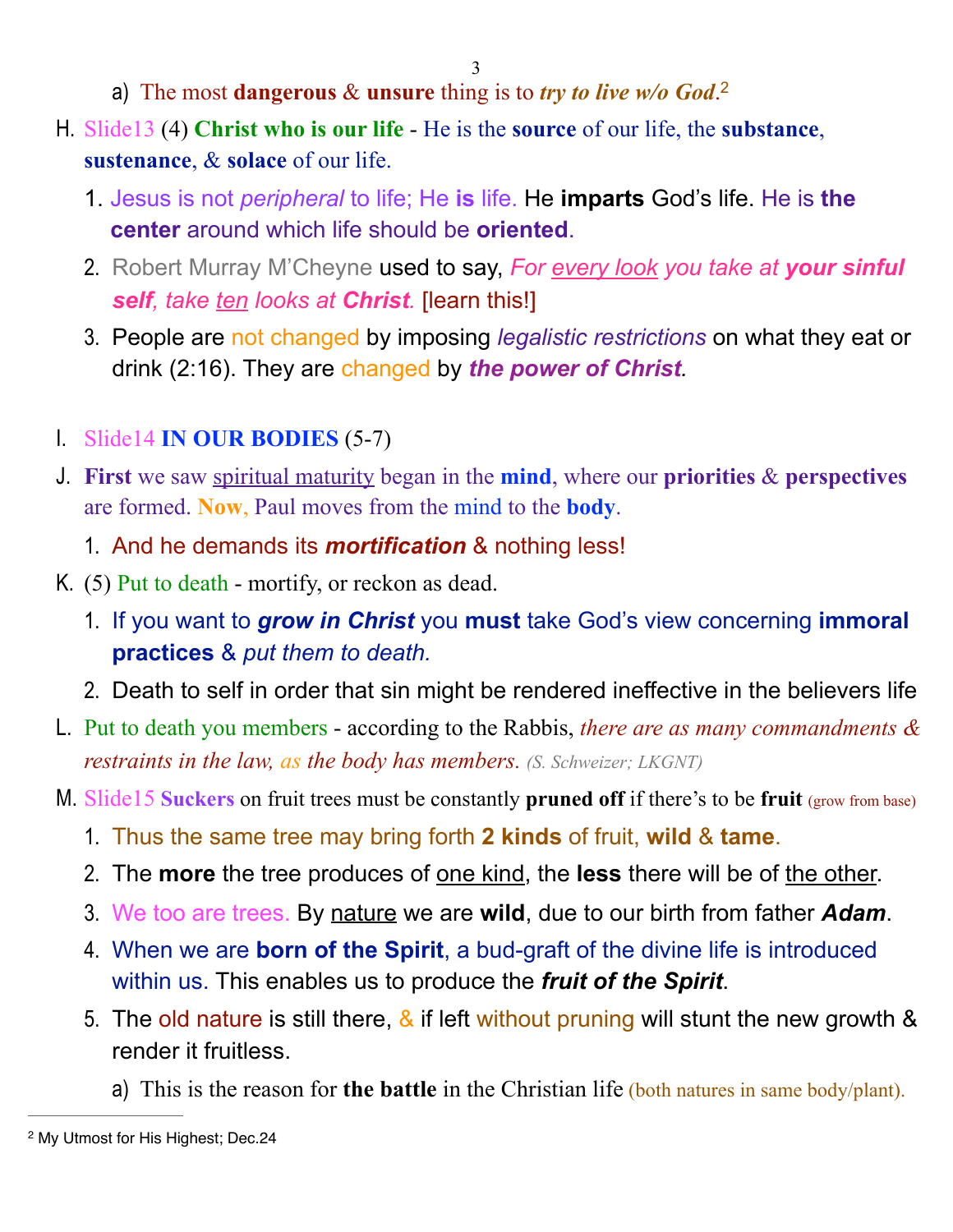a) The most **dangerous** & **unsure** thing is to ***try to live w/o God***.[2]

H. Slide13 (4) **Christ who is our life** - He is the **source** of our life, the **substance**, **sustenance**, & **solace** of our life.

1. Jesus is not *peripheral* to life; He **is** life. He **imparts** God's life. He is **the center** around which life should be **oriented**.
2. Robert Murray M'Cheyne used to say, *For every look you take at **your sinful self**, take ten looks at **Christ**.* [learn this!]
3. People are not changed by imposing *legalistic restrictions* on what they eat or drink (2:16). They are changed by ***the power of Christ***.

I. Slide14 **IN OUR BODIES** (5-7)

J. **First** we saw spiritual maturity began in the **mind**, where our **priorities** & **perspectives** are formed. **Now**, Paul moves from the mind to the **body**.

1. And he demands its ***mortification*** & nothing less!

K. (5) Put to death - mortify, or reckon as dead.

1. If you want to ***grow in Christ*** you **must** take God's view concerning **immoral practices** & *put them to death.*
2. Death to self in order that sin might be rendered ineffective in the believers life

L. Put to death you members - according to the Rabbis, *there are as many commandments & restraints in the law, as the body has members*. *(S. Schweizer; LKGNT)*

M. Slide15 **Suckers** on fruit trees must be constantly **pruned off** if there's to be **fruit** (grow from base)

1. Thus the same tree may bring forth **2 kinds** of fruit, **wild** & **tame**.
2. The **more** the tree produces of one kind, the **less** there will be of the other.
3. We too are trees. By nature we are **wild**, due to our birth from father ***Adam***.
4. When we are **born of the Spirit**, a bud-graft of the divine life is introduced within us. This enables us to produce the ***fruit of the Spirit***.
5. The old nature is still there, & if left without pruning will stunt the new growth & render it fruitless.
   a) This is the reason for **the battle** in the Christian life (both natures in same body/plant).

---

[2] My Utmost for His Highest; Dec.24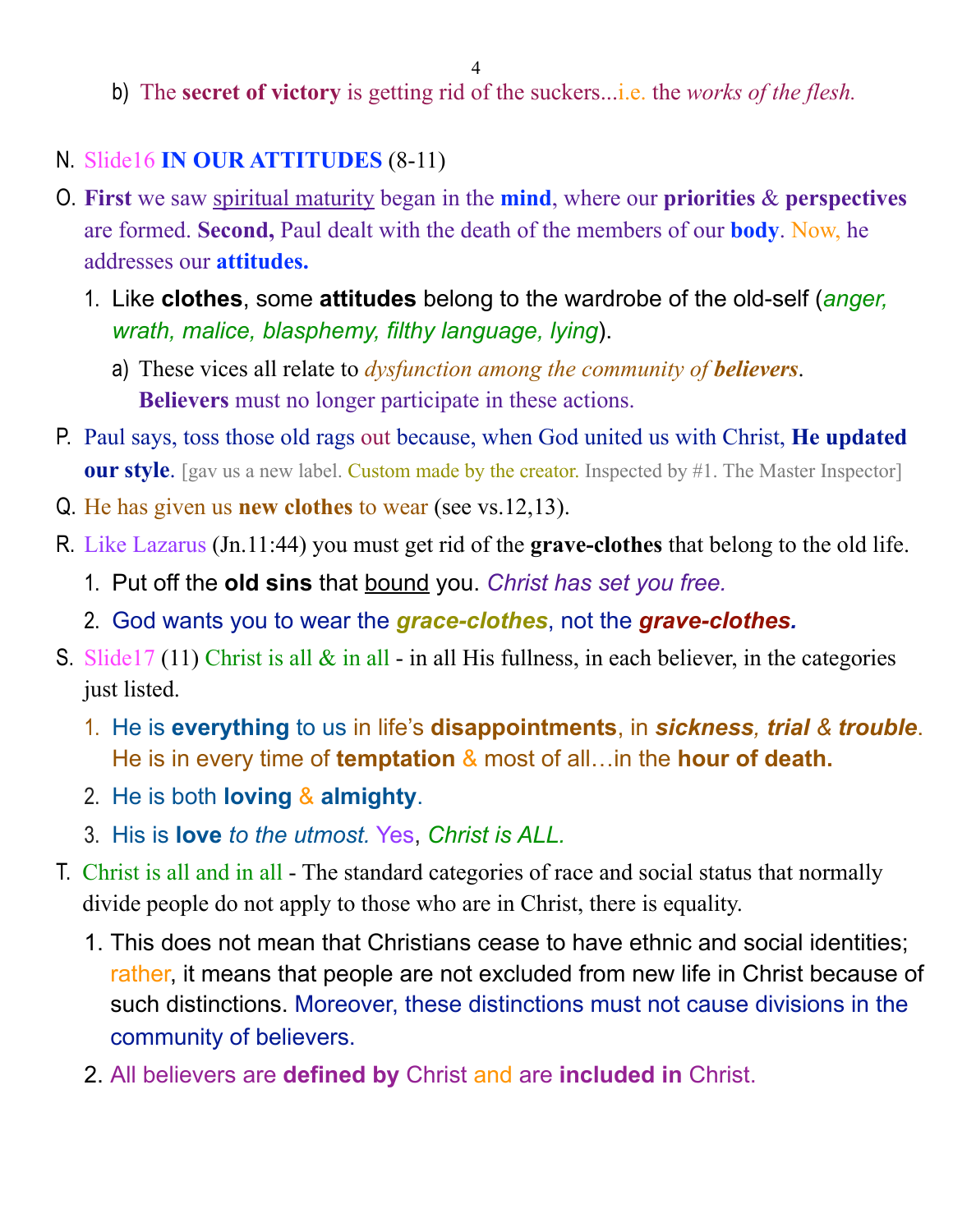b) The **secret of victory** is getting rid of the suckers...i.e. the *works of the flesh.*

N. Slide16 **IN OUR ATTITUDES** (8-11)

O. **First** we saw spiritual maturity began in the **mind**, where our **priorities** & **perspectives** are formed. **Second,** Paul dealt with the death of the members of our **body**. Now, he addresses our **attitudes.**

1. Like **clothes**, some **attitudes** belong to the wardrobe of the old-self (*anger, wrath, malice, blasphemy, filthy language, lying*).
   a) These vices all relate to *dysfunction among the community of **believers***. **Believers** must no longer participate in these actions.

P. Paul says, toss those old rags out because, when God united us with Christ, **He updated our style**. [gav us a new label. Custom made by the creator. Inspected by #1. The Master Inspector]

Q. He has given us **new clothes** to wear (see vs.12,13).

R. Like Lazarus (Jn.11:44) you must get rid of the **grave-clothes** that belong to the old life.

1. Put off the **old sins** that bound you. *Christ has set you free.*
2. God wants you to wear the ***grace-clothes***, not the ***grave-clothes.***

S. Slide17 (11) Christ is all & in all - in all His fullness, in each believer, in the categories just listed.

1. He is **everything** to us in life's **disappointments**, in ***sickness***, ***trial*** & ***trouble***. He is in every time of **temptation** & most of all…in the **hour of death.**
2. He is both **loving** & **almighty**.
3. His is **love** *to the utmost.* Yes, *Christ is ALL.*

T. Christ is all and in all - The standard categories of race and social status that normally divide people do not apply to those who are in Christ, there is equality.

1. This does not mean that Christians cease to have ethnic and social identities; rather, it means that people are not excluded from new life in Christ because of such distinctions. Moreover, these distinctions must not cause divisions in the community of believers.
2. All believers are **defined by** Christ and are **included in** Christ.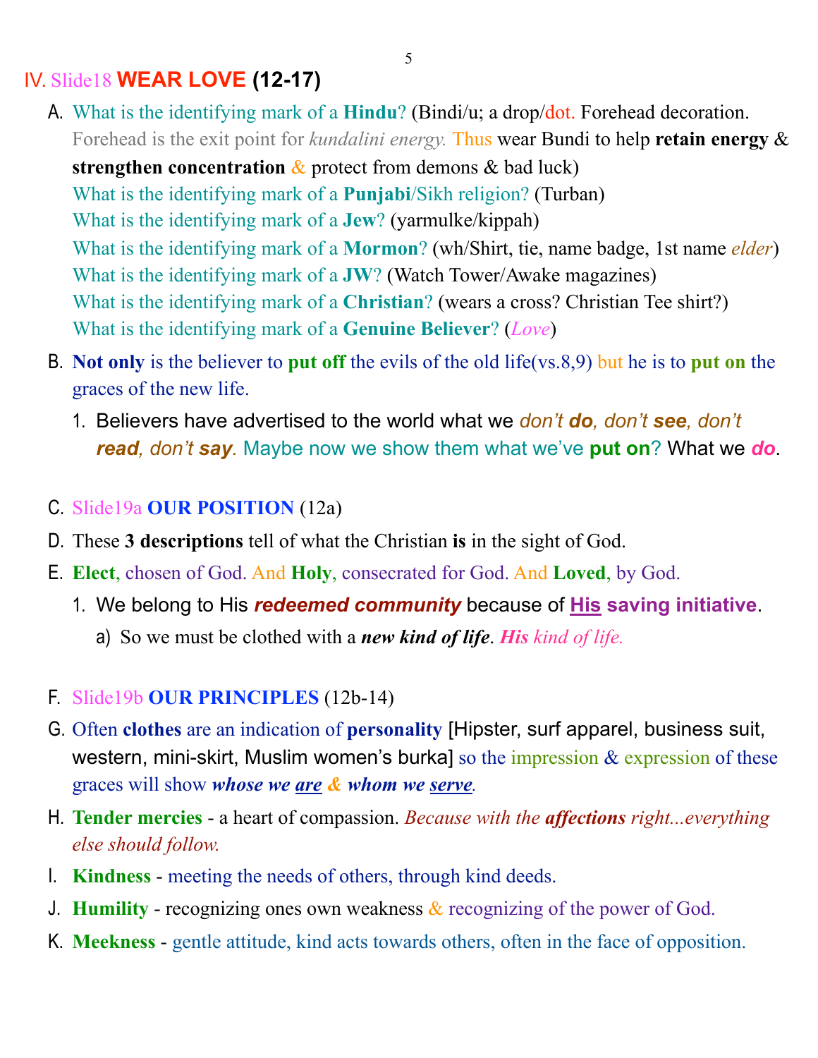## IV. Slide18 **WEAR LOVE (12-17)**

A. What is the identifying mark of a **Hindu**? (Bindi/u; a drop/dot. Forehead decoration. Forehead is the exit point for *kundalini energy.* Thus wear Bundi to help **retain energy** & **strengthen concentration** & protect from demons & bad luck)
   What is the identifying mark of a **Punjabi**/Sikh religion? (Turban)
   What is the identifying mark of a **Jew**? (yarmulke/kippah)
   What is the identifying mark of a **Mormon**? (wh/Shirt, tie, name badge, 1st name *elder*)
   What is the identifying mark of a **JW**? (Watch Tower/Awake magazines)
   What is the identifying mark of a **Christian**? (wears a cross? Christian Tee shirt?)
   What is the identifying mark of a **Genuine Believer**? (*Love*)

B. **Not only** is the believer to **put off** the evils of the old life(vs.8,9) but he is to **put on** the graces of the new life.
   1. Believers have advertised to the world what we *don't **do**, don't **see**, don't **read**, don't **say**.* Maybe now we show them what we've **put on**? What we ***do***.

C. Slide19a **OUR POSITION** (12a)

D. These **3 descriptions** tell of what the Christian **is** in the sight of God.

E. **Elect**, chosen of God. And **Holy**, consecrated for God. And **Loved**, by God.
   1. We belong to His ***redeemed community*** because of **<u>His</u> saving initiative**.
      a) So we must be clothed with a ***new kind of life***. ***His** kind of life.*

F. Slide19b **OUR PRINCIPLES** (12b-14)

G. Often **clothes** are an indication of **personality** [Hipster, surf apparel, business suit, western, mini-skirt, Muslim women's burka] so the impression & expression of these graces will show ***whose we <u>are</u> & whom we <u>serve</u>.***

H. **Tender mercies** - a heart of compassion. *Because with the **affections** right...everything else should follow.*

I. **Kindness** - meeting the needs of others, through kind deeds.

J. **Humility** - recognizing ones own weakness & recognizing of the power of God.

K. **Meekness** - gentle attitude, kind acts towards others, often in the face of opposition.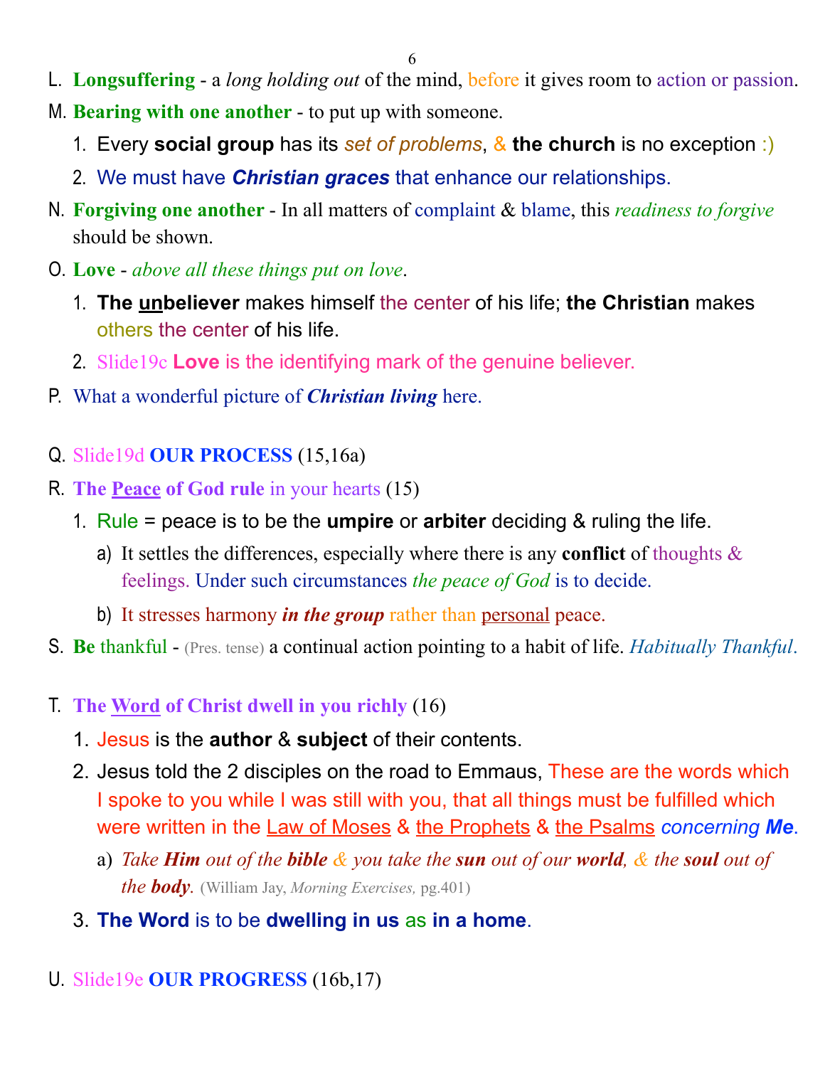L. **Longsuffering** - a *long holding out* of the mind, before it gives room to action or passion.

M. **Bearing with one another** - to put up with someone.

1. Every **social group** has its *set of problems*, & **the church** is no exception :)
2. We must have ***Christian graces*** that enhance our relationships.

N. **Forgiving one another** - In all matters of complaint & blame, this *readiness to forgive* should be shown.

O. **Love** - *above all these things put on love*.

1. **The <u>un</u>believer** makes himself the center of his life; **the Christian** makes others the center of his life.
2. Slide19c **Love** is the identifying mark of the genuine believer.

P. What a wonderful picture of ***Christian living*** here.

Q. Slide19d **OUR PROCESS** (15,16a)

R. **The <u>Peace</u> of God rule** in your hearts (15)

1. Rule = peace is to be the **umpire** or **arbiter** deciding & ruling the life.
   a) It settles the differences, especially where there is any **conflict** of thoughts & feelings. Under such circumstances *the peace of God* is to decide.
   b) It stresses harmony ***in the group*** rather than <u>personal</u> peace.

S. **Be** thankful - (Pres. tense) a continual action pointing to a habit of life. *Habitually Thankful*.

T. **The <u>Word</u> of Christ dwell in you richly** (16)

1. Jesus is the **author** & **subject** of their contents.
2. Jesus told the 2 disciples on the road to Emmaus, These are the words which I spoke to you while I was still with you, that all things must be fulfilled which were written in the <u>Law of Moses</u> & <u>the Prophets</u> & <u>the Psalms</u> *concerning **Me***.
   a) *Take **Him** out of the **bible** & you take the **sun** out of our **world**, & the **soul** out of the **body**.* (William Jay, *Morning Exercises,* pg.401)
3. **The Word** is to be **dwelling in us** as **in a home**.

U. Slide19e **OUR PROGRESS** (16b,17)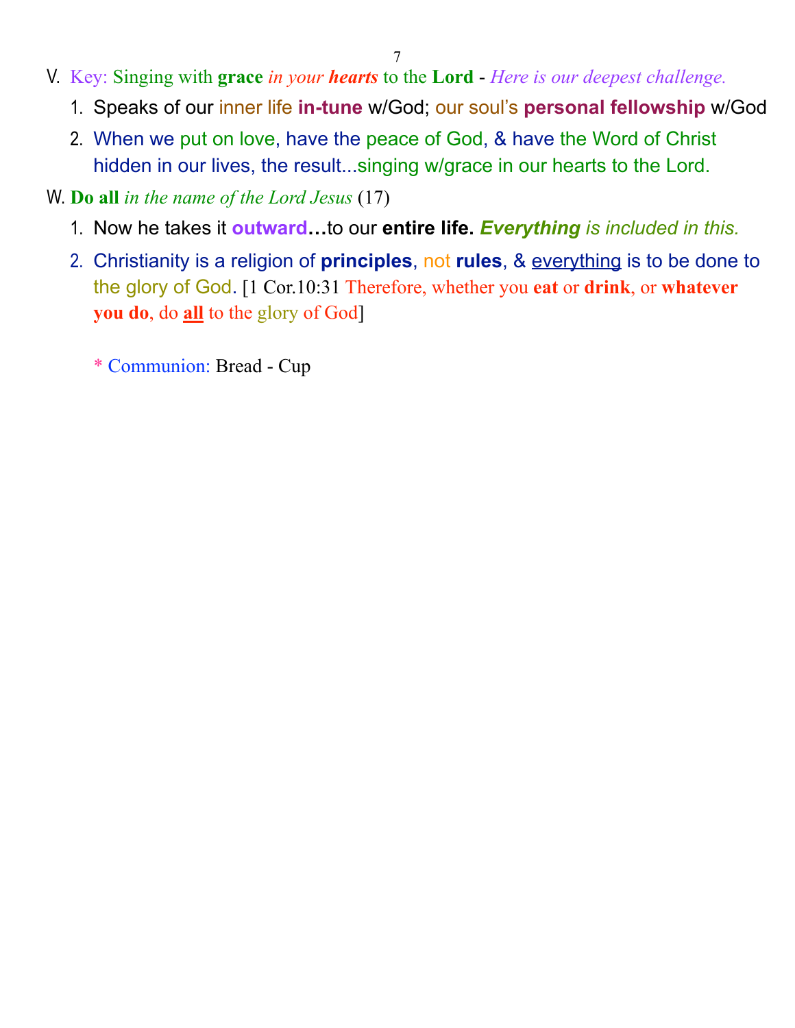V. Key: Singing with **grace** *in your **hearts*** to the **Lord** - *Here is our deepest challenge.*

1. Speaks of our inner life **in-tune** w/God; our soul's **personal fellowship** w/God
2. When we put on love, have the peace of God, & have the Word of Christ hidden in our lives, the result...singing w/grace in our hearts to the Lord.

W. **Do all** *in the name of the Lord Jesus* (17)

1. Now he takes it **outward…**to our **entire life.** ***Everything*** *is included in this.*
2. Christianity is a religion of **principles**, not **rules**, & <u>everything</u> is to be done to the glory of God. [1 Cor.10:31 Therefore, whether you **eat** or **drink**, or **whatever you do**, do **<u>all</u>** to the glory of God]

* Communion: Bread - Cup